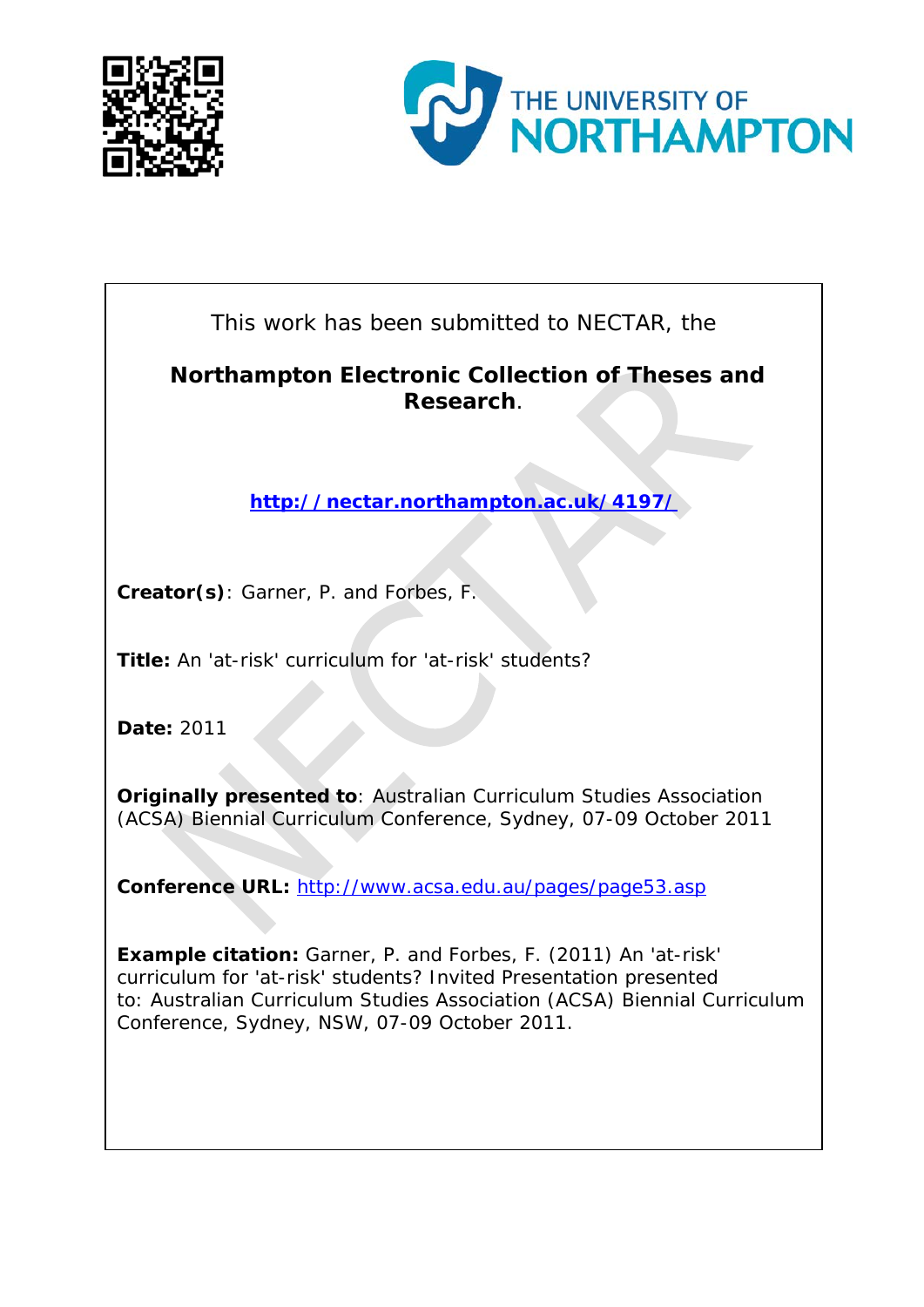This work has been submitted to NECTAR, the

**Northampton Electronic Collection of Theses and Research**.

http://nectar.northampton.ac.uk/4197/

**Creator(s)**: Garner, P. and Forbes, F.

**Title:** An 'at-risk' curriculum for 'at-risk' students?

**Date:** 2011

**Originally presented to**: Australian Curriculum Studies Association (ACSA) Biennial Curriculum Conference, Sydney, 07-09 October 2011

**Conference URL:** http://www.acsa.edu.au/pages/page53.asp

**Example citation:** Garner, P. and Forbes, F. (2011) An 'at-risk' curriculum for 'at-risk' students? Invited Presentation presented to: Australian Curriculum Studies Association (ACSA) Biennial Curriculum Conference, Sydney, NSW, 07-09 October 2011.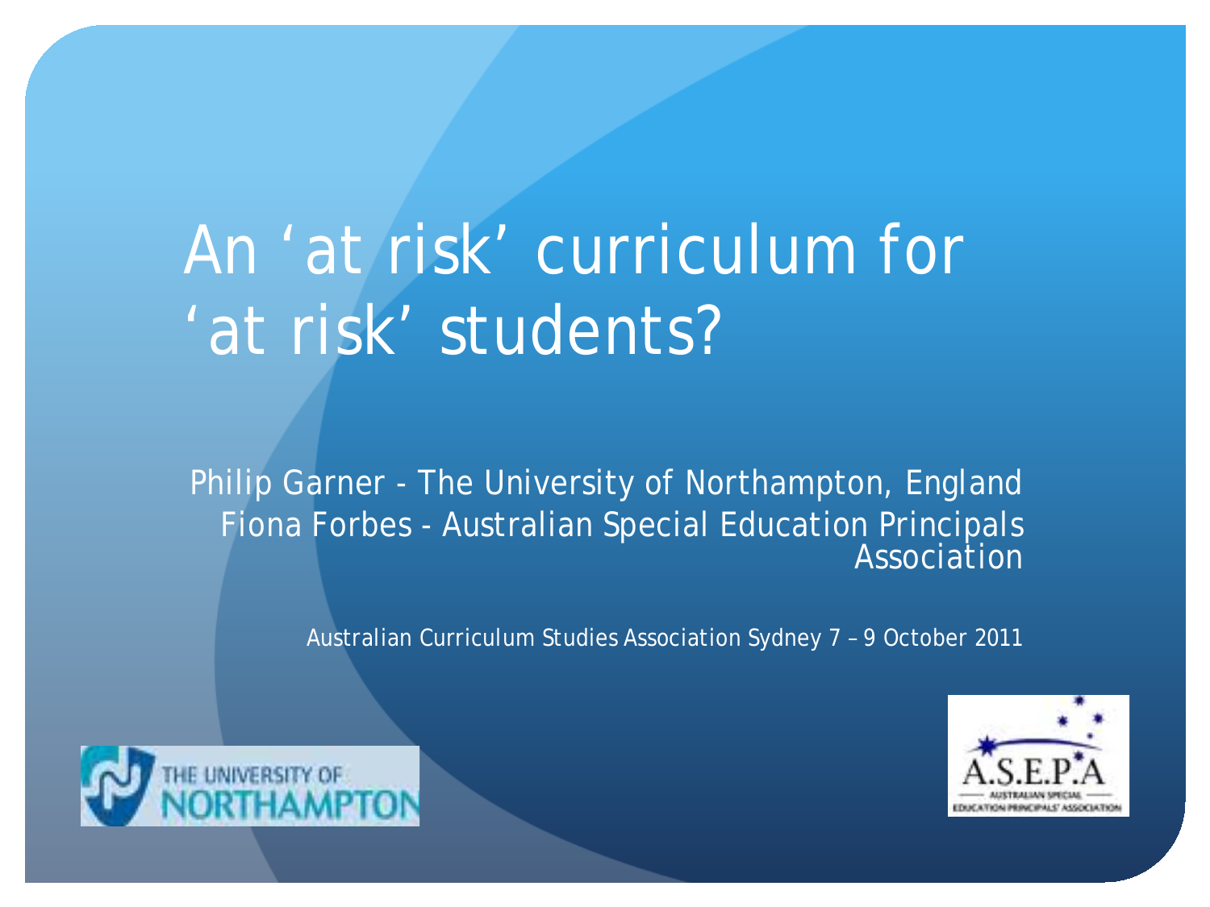# An 'at risk' curriculum for 'at risk' students?

Philip Garner - The University of Northampton, England

Fiona Forbes - Australian Special Education Principals Association

Australian Curriculum Studies Association Sydney 7 – 9 October 2011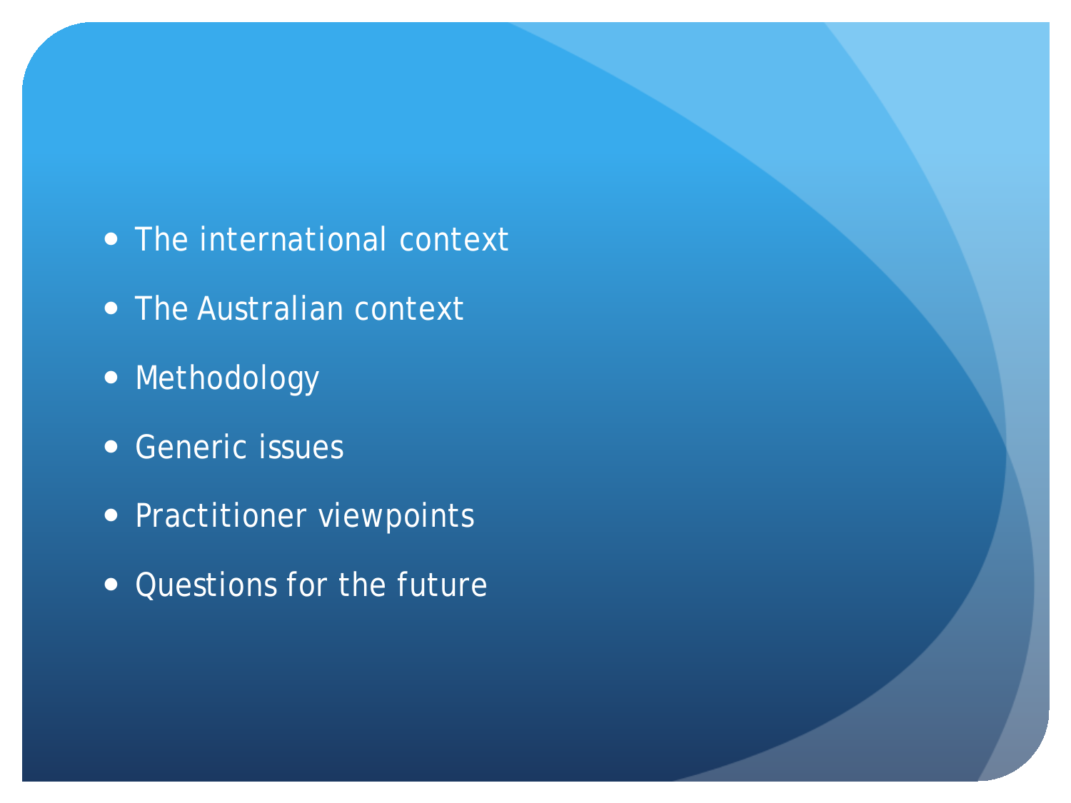- The international context
- The Australian context
- Methodology
- Generic issues
- Practitioner viewpoints
- Questions for the future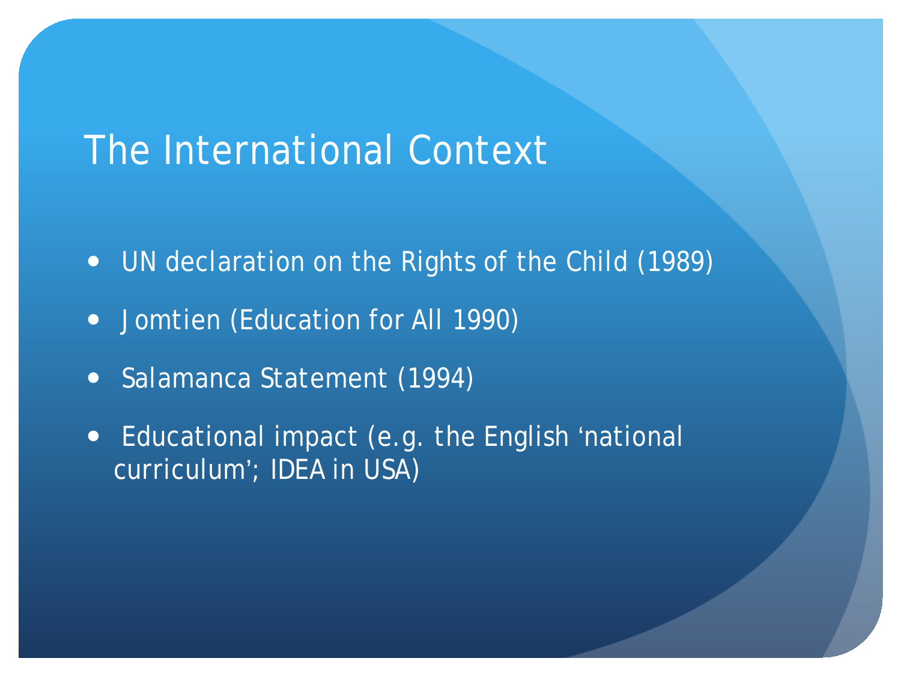# The International Context

- UN declaration on the Rights of the Child (1989)
- Jomtien (Education for All 1990)
- Salamanca Statement (1994)
- Educational impact (e.g. the English ‘national curriculum’; IDEA in USA)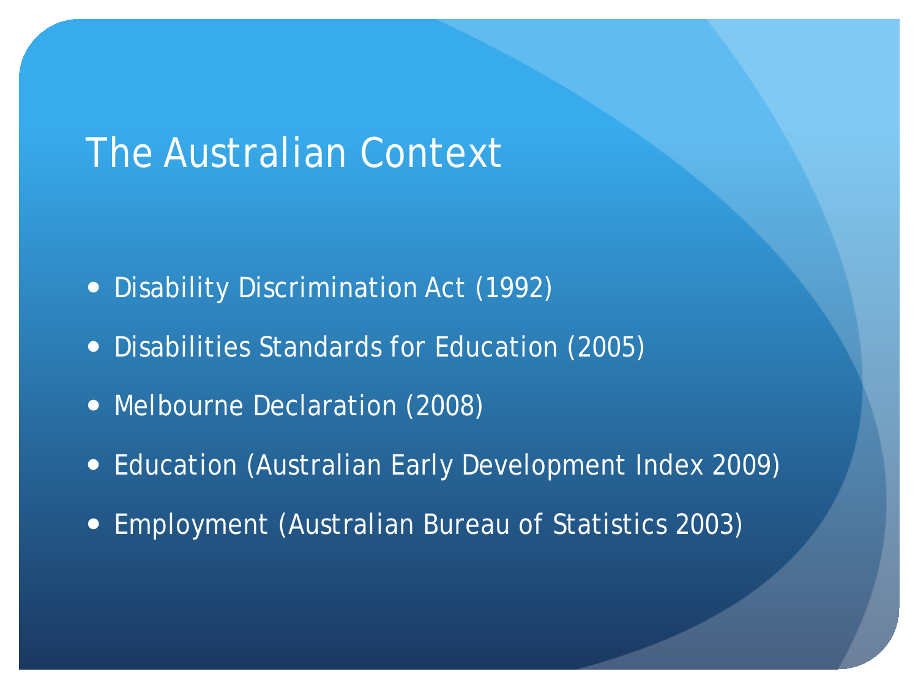# The Australian Context

- Disability Discrimination Act (1992)
- Disabilities Standards for Education (2005)
- Melbourne Declaration (2008)
- Education (Australian Early Development Index 2009)
- Employment (Australian Bureau of Statistics 2003)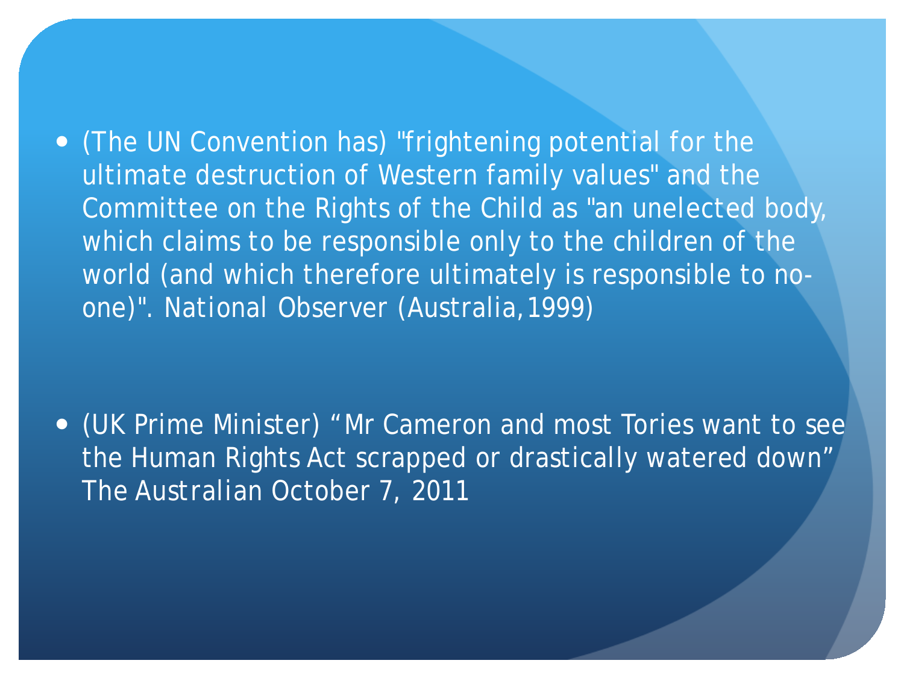- (The UN Convention has) "frightening potential for the ultimate destruction of Western family values" and the Committee on the Rights of the Child as "an unelected body, which claims to be responsible only to the children of the world (and which therefore ultimately is responsible to no-one)". National Observer (Australia,1999)

- (UK Prime Minister) "Mr Cameron and most Tories want to see the Human Rights Act scrapped or drastically watered down" The Australian October 7, 2011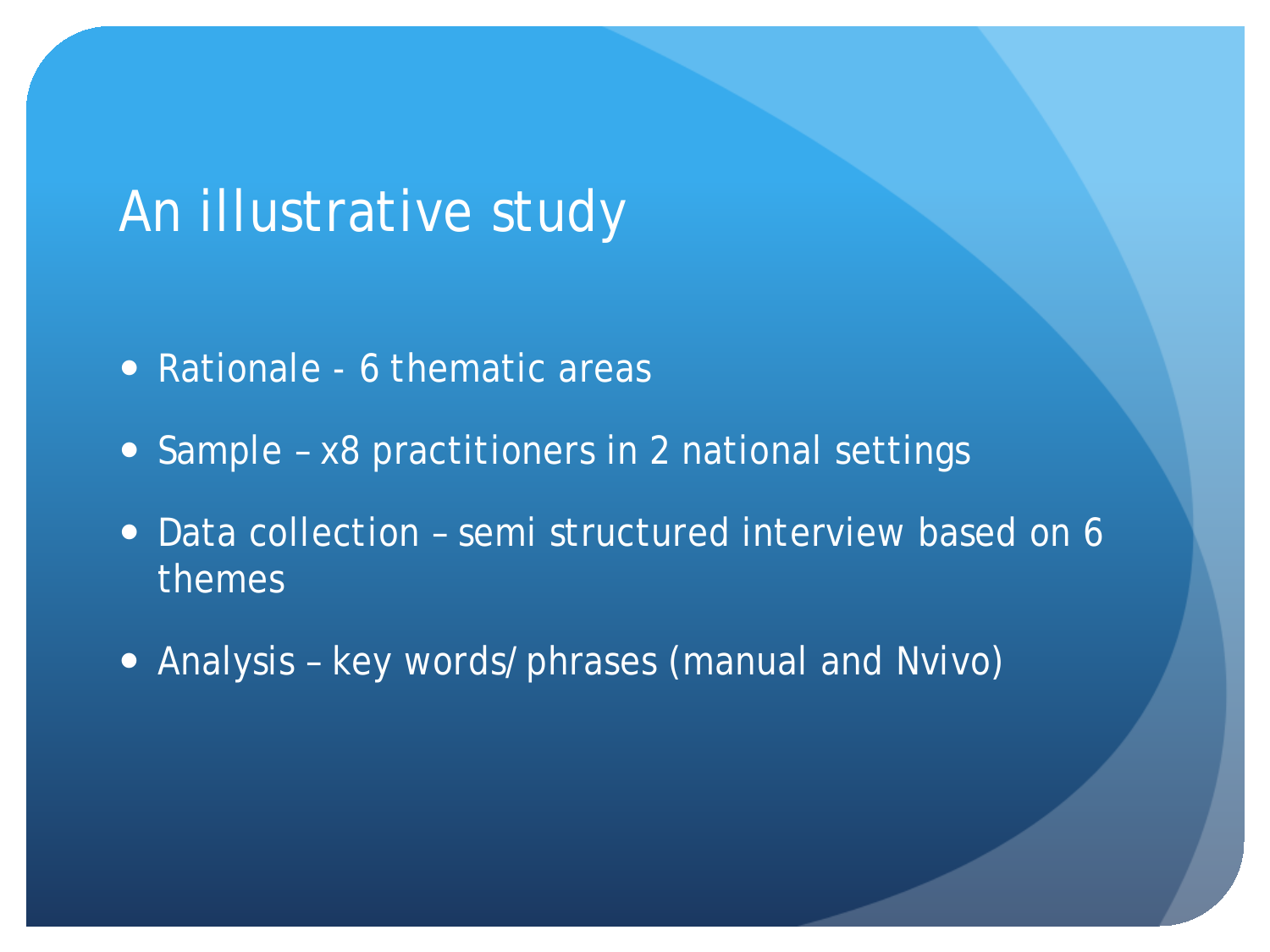# An illustrative study

- Rationale - 6 thematic areas
- Sample – x8 practitioners in 2 national settings
- Data collection – semi structured interview based on 6 themes
- Analysis – key words/ phrases (manual and Nvivo)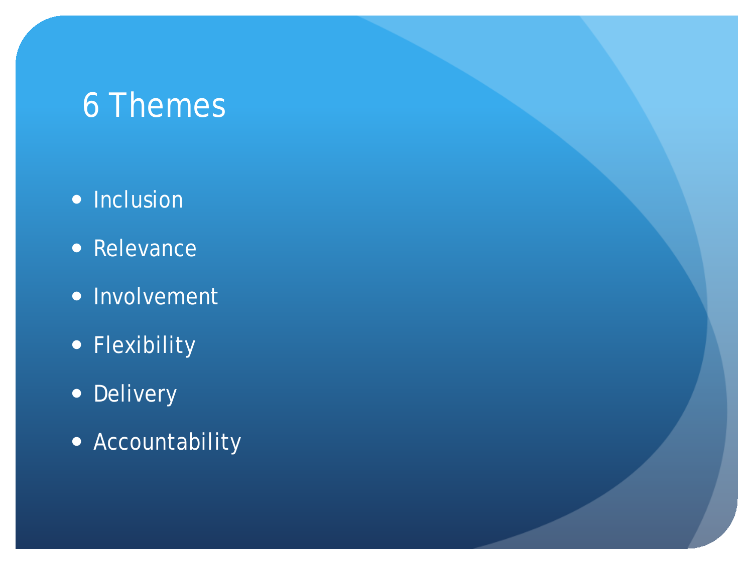# 6 Themes

- Inclusion
- Relevance
- Involvement
- Flexibility
- Delivery
- Accountability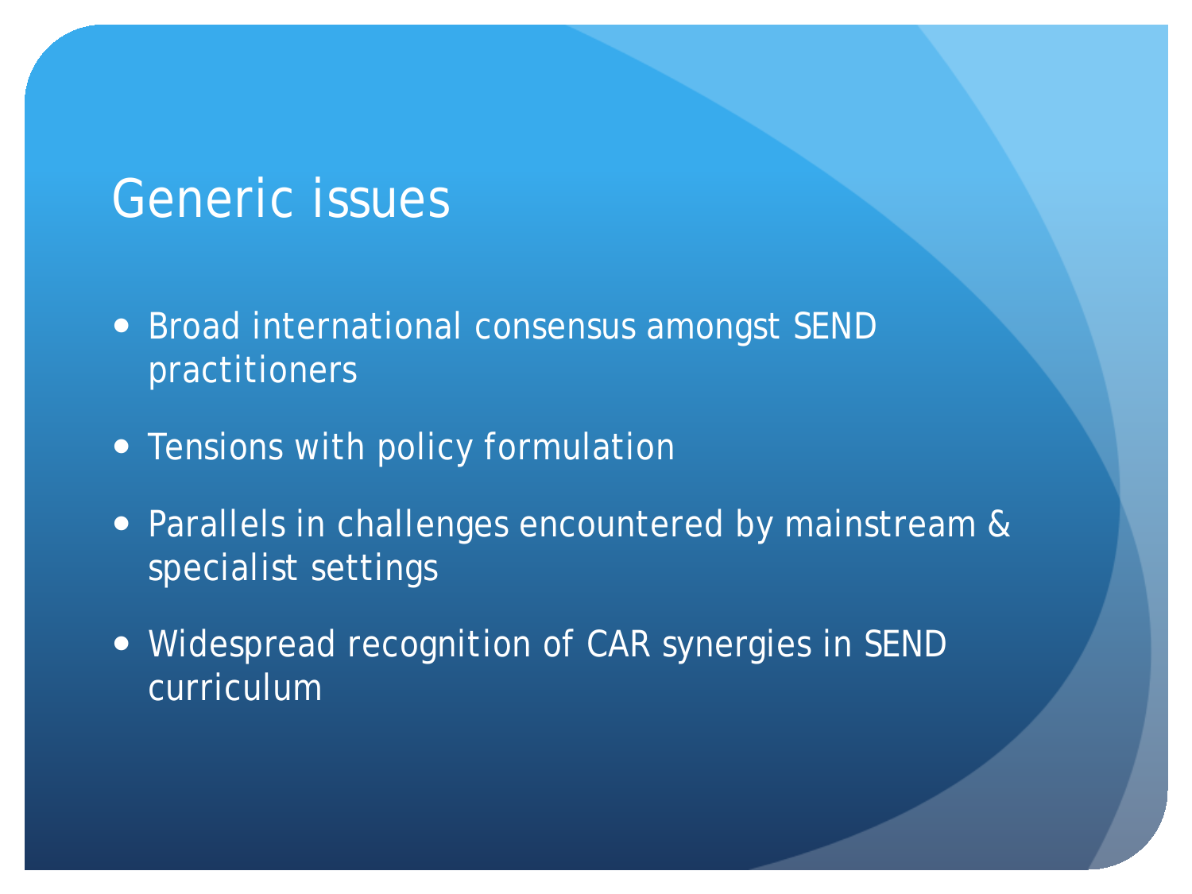# Generic issues

- Broad international consensus amongst SEND practitioners
- Tensions with policy formulation
- Parallels in challenges encountered by mainstream & specialist settings
- Widespread recognition of CAR synergies in SEND curriculum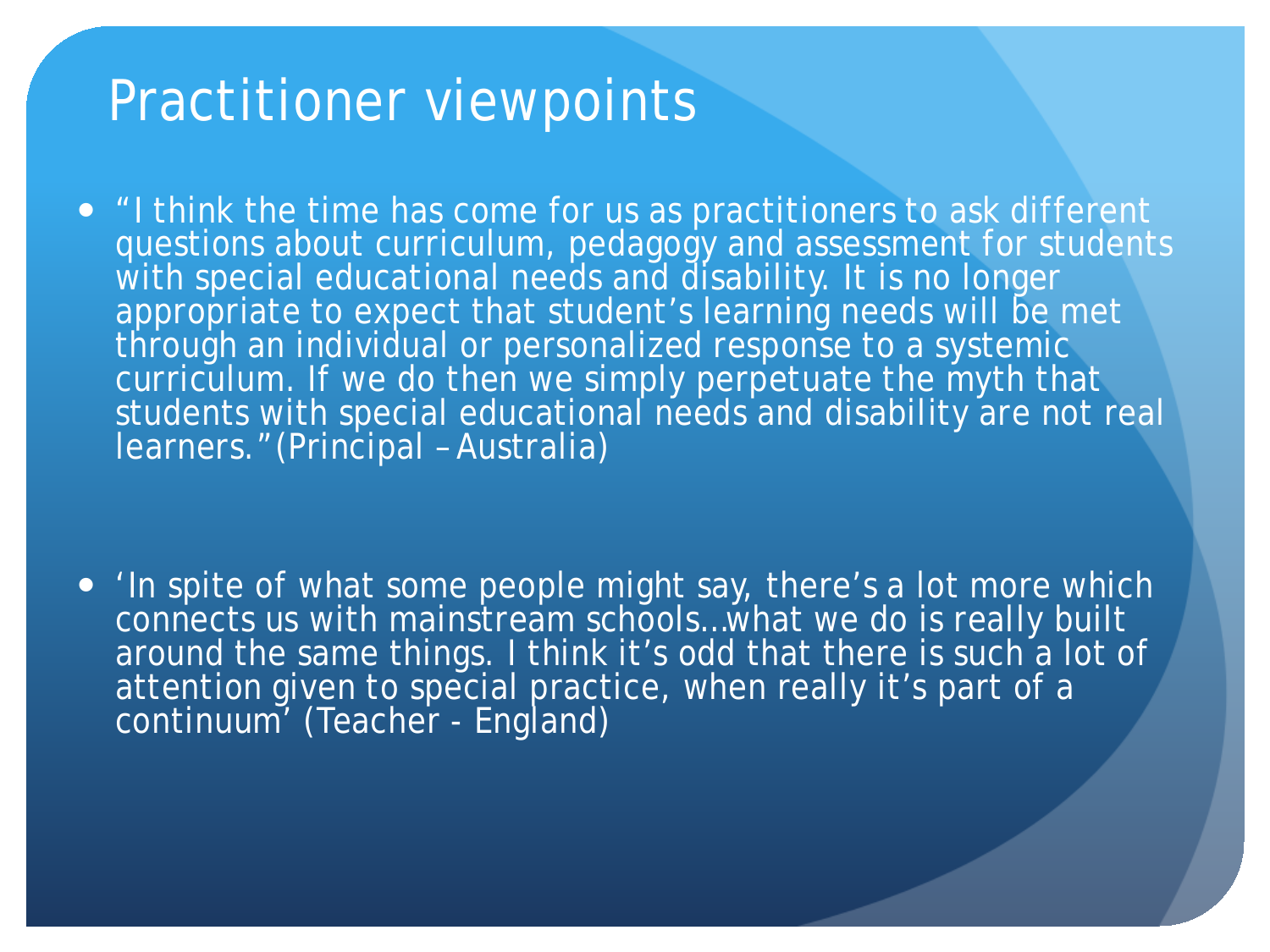# Practitioner viewpoints

- "I think the time has come for us as practitioners to ask different questions about curriculum, pedagogy and assessment for students with special educational needs and disability. It is no longer appropriate to expect that student's learning needs will be met through an individual or personalized response to a systemic curriculum. If we do then we simply perpetuate the myth that students with special educational needs and disability are not real learners."(Principal – Australia)

- 'In spite of what some people might say, there's a lot more which connects us with mainstream schools…what we do is really built around the same things. I think it's odd that there is such a lot of attention given to special practice, when really it's part of a continuum' (Teacher - England)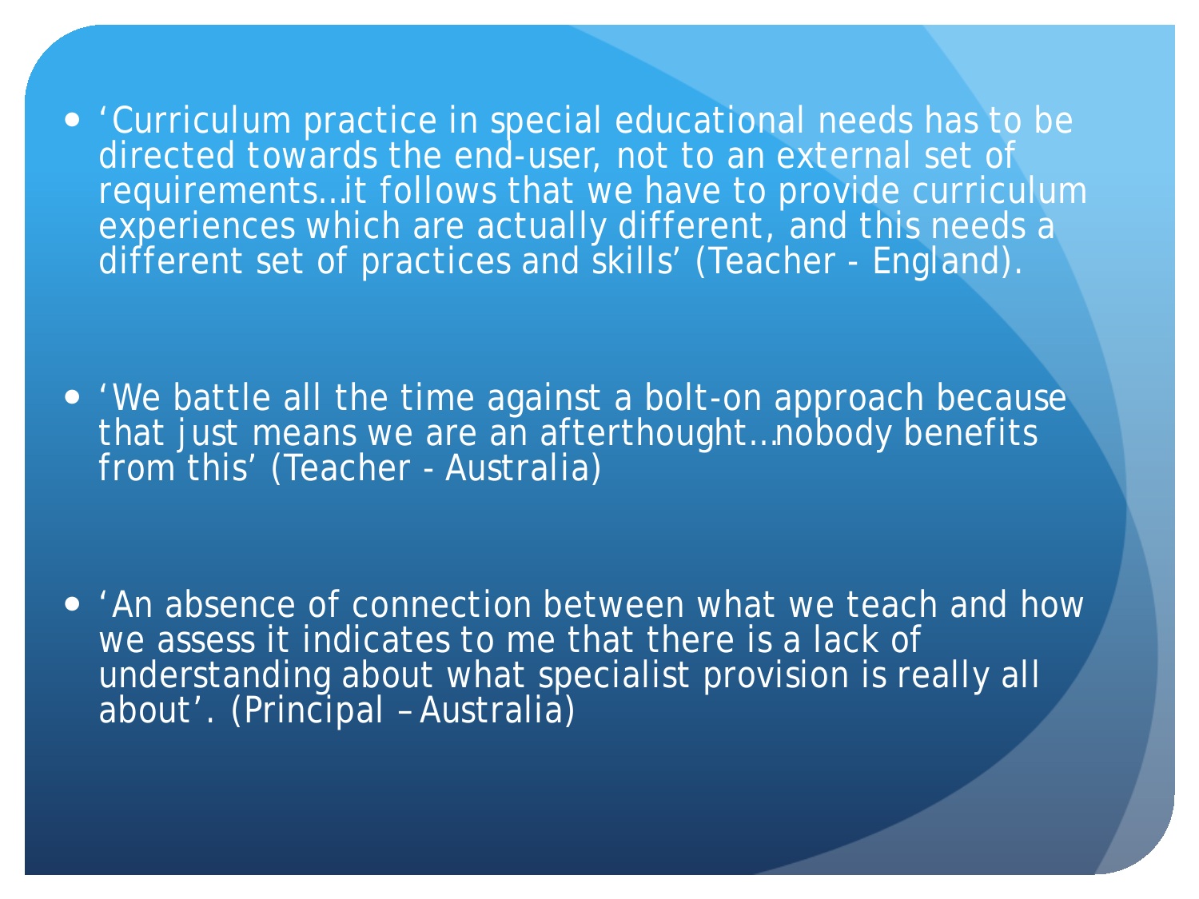- 'Curriculum practice in special educational needs has to be directed towards the end-user, not to an external set of requirements…it follows that we have to provide curriculum experiences which are actually different, and this needs a different set of practices and skills' (Teacher - England).

- 'We battle all the time against a bolt-on approach because that just means we are an afterthought…nobody benefits from this' (Teacher - Australia)

- 'An absence of connection between what we teach and how we assess it indicates to me that there is a lack of understanding about what specialist provision is really all about'. (Principal – Australia)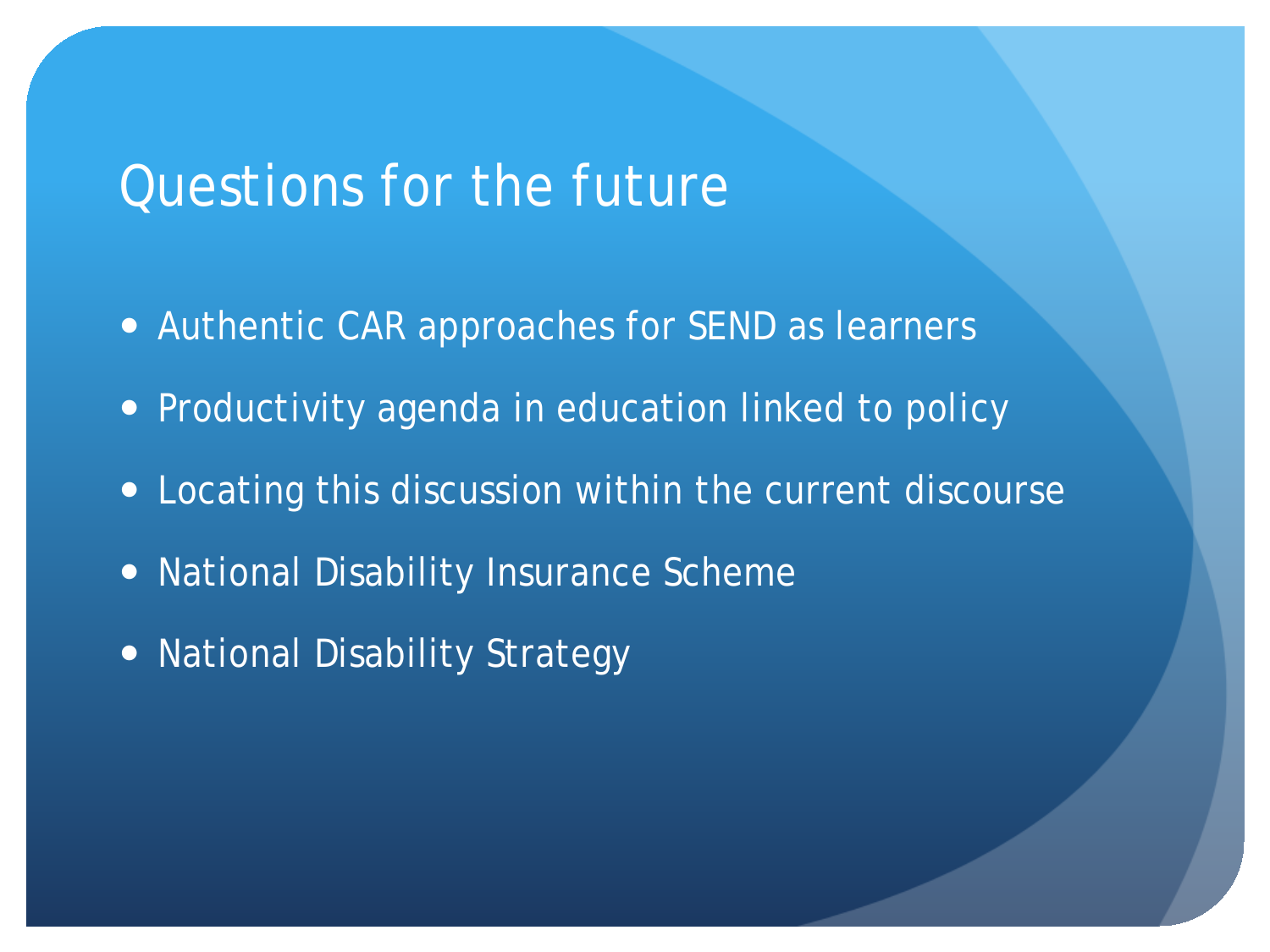# Questions for the future

- Authentic CAR approaches for SEND as learners
- Productivity agenda in education linked to policy
- Locating this discussion within the current discourse
- National Disability Insurance Scheme
- National Disability Strategy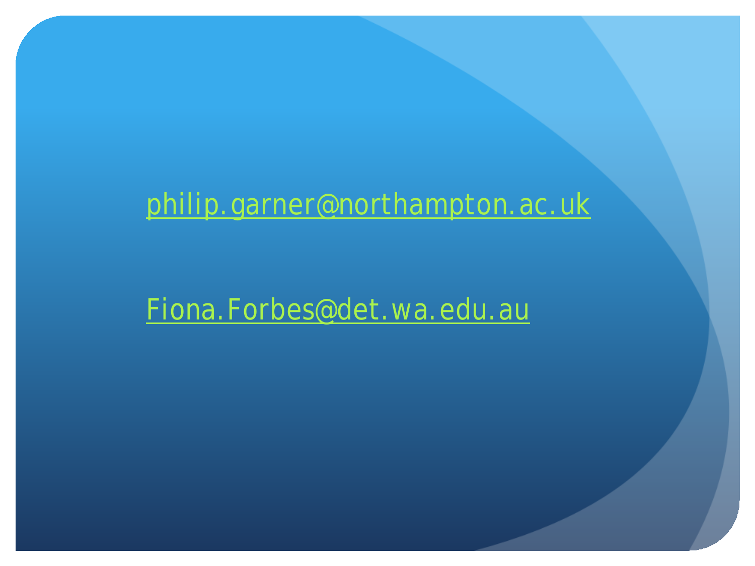philip.garner@northampton.ac.uk

Fiona.Forbes@det.wa.edu.au